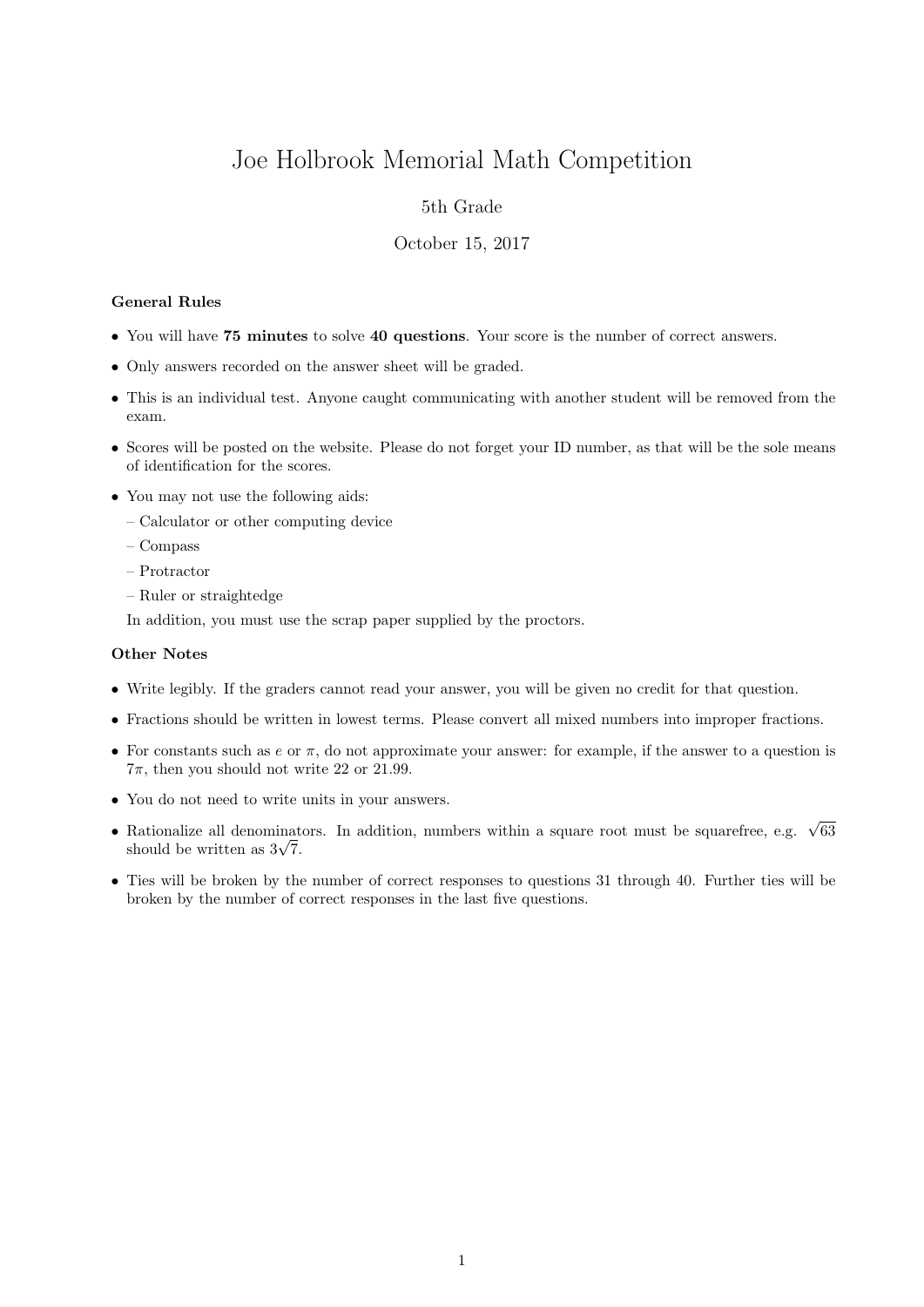# Joe Holbrook Memorial Math Competition

5th Grade

October 15, 2017

**General Rules**

- You will have **75 minutes** to solve **40 questions**. Your score is the number of correct answers.
- Only answers recorded on the answer sheet will be graded.
- This is an individual test. Anyone caught communicating with another student will be removed from the exam.
- Scores will be posted on the website. Please do not forget your ID number, as that will be the sole means of identification for the scores.
- You may not use the following aids:
  - Calculator or other computing device
  - Compass
  - Protractor
  - Ruler or straightedge

  In addition, you must use the scrap paper supplied by the proctors.

**Other Notes**

- Write legibly. If the graders cannot read your answer, you will be given no credit for that question.
- Fractions should be written in lowest terms. Please convert all mixed numbers into improper fractions.
- For constants such as $e$ or $\pi$, do not approximate your answer: for example, if the answer to a question is $7\pi$, then you should not write 22 or 21.99.
- You do not need to write units in your answers.
- Rationalize all denominators. In addition, numbers within a square root must be squarefree, e.g. $\sqrt{63}$ should be written as $3\sqrt{7}$.
- Ties will be broken by the number of correct responses to questions 31 through 40. Further ties will be broken by the number of correct responses in the last five questions.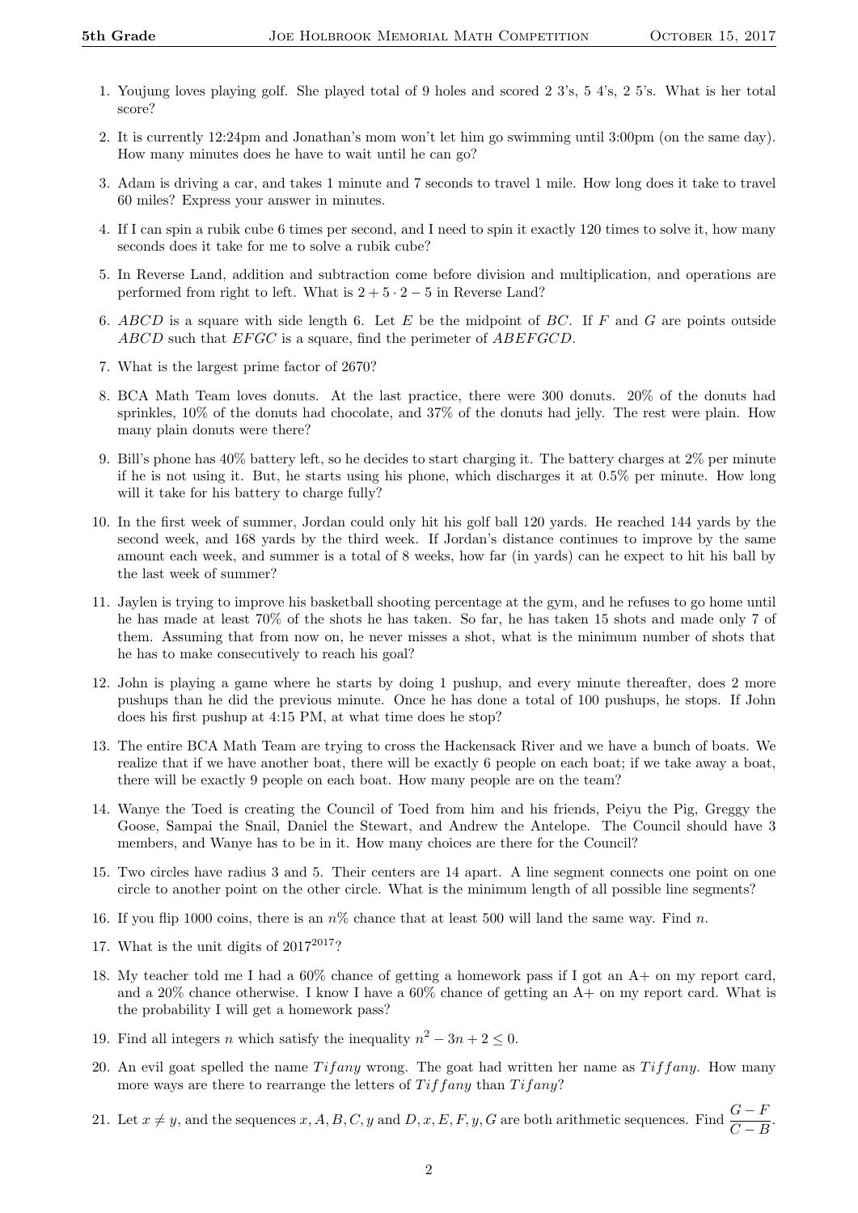1. Youjung loves playing golf. She played total of 9 holes and scored 2 3's, 5 4's, 2 5's. What is her total score?

2. It is currently 12:24pm and Jonathan's mom won't let him go swimming until 3:00pm (on the same day). How many minutes does he have to wait until he can go?

3. Adam is driving a car, and takes 1 minute and 7 seconds to travel 1 mile. How long does it take to travel 60 miles? Express your answer in minutes.

4. If I can spin a rubik cube 6 times per second, and I need to spin it exactly 120 times to solve it, how many seconds does it take for me to solve a rubik cube?

5. In Reverse Land, addition and subtraction come before division and multiplication, and operations are performed from right to left. What is $2 + 5 \cdot 2 - 5$ in Reverse Land?

6. $ABCD$ is a square with side length 6. Let $E$ be the midpoint of $BC$. If $F$ and $G$ are points outside $ABCD$ such that $EFGC$ is a square, find the perimeter of $ABEFGCD$.

7. What is the largest prime factor of 2670?

8. BCA Math Team loves donuts. At the last practice, there were 300 donuts. 20% of the donuts had sprinkles, 10% of the donuts had chocolate, and 37% of the donuts had jelly. The rest were plain. How many plain donuts were there?

9. Bill's phone has 40% battery left, so he decides to start charging it. The battery charges at 2% per minute if he is not using it. But, he starts using his phone, which discharges it at 0.5% per minute. How long will it take for his battery to charge fully?

10. In the first week of summer, Jordan could only hit his golf ball 120 yards. He reached 144 yards by the second week, and 168 yards by the third week. If Jordan's distance continues to improve by the same amount each week, and summer is a total of 8 weeks, how far (in yards) can he expect to hit his ball by the last week of summer?

11. Jaylen is trying to improve his basketball shooting percentage at the gym, and he refuses to go home until he has made at least 70% of the shots he has taken. So far, he has taken 15 shots and made only 7 of them. Assuming that from now on, he never misses a shot, what is the minimum number of shots that he has to make consecutively to reach his goal?

12. John is playing a game where he starts by doing 1 pushup, and every minute thereafter, does 2 more pushups than he did the previous minute. Once he has done a total of 100 pushups, he stops. If John does his first pushup at 4:15 PM, at what time does he stop?

13. The entire BCA Math Team are trying to cross the Hackensack River and we have a bunch of boats. We realize that if we have another boat, there will be exactly 6 people on each boat; if we take away a boat, there will be exactly 9 people on each boat. How many people are on the team?

14. Wanye the Toed is creating the Council of Toed from him and his friends, Peiyu the Pig, Greggy the Goose, Sampai the Snail, Daniel the Stewart, and Andrew the Antelope. The Council should have 3 members, and Wanye has to be in it. How many choices are there for the Council?

15. Two circles have radius 3 and 5. Their centers are 14 apart. A line segment connects one point on one circle to another point on the other circle. What is the minimum length of all possible line segments?

16. If you flip 1000 coins, there is an $n$% chance that at least 500 will land the same way. Find $n$.

17. What is the unit digits of $2017^{2017}$?

18. My teacher told me I had a 60% chance of getting a homework pass if I got an A+ on my report card, and a 20% chance otherwise. I know I have a 60% chance of getting an A+ on my report card. What is the probability I will get a homework pass?

19. Find all integers $n$ which satisfy the inequality $n^2 - 3n + 2 \leq 0$.

20. An evil goat spelled the name *Tifany* wrong. The goat had written her name as *Tiffany*. How many more ways are there to rearrange the letters of *Tiffany* than *Tifany*?

21. Let $x \neq y$, and the sequences $x, A, B, C, y$ and $D, x, E, F, y, G$ are both arithmetic sequences. Find $\dfrac{G-F}{C-B}$.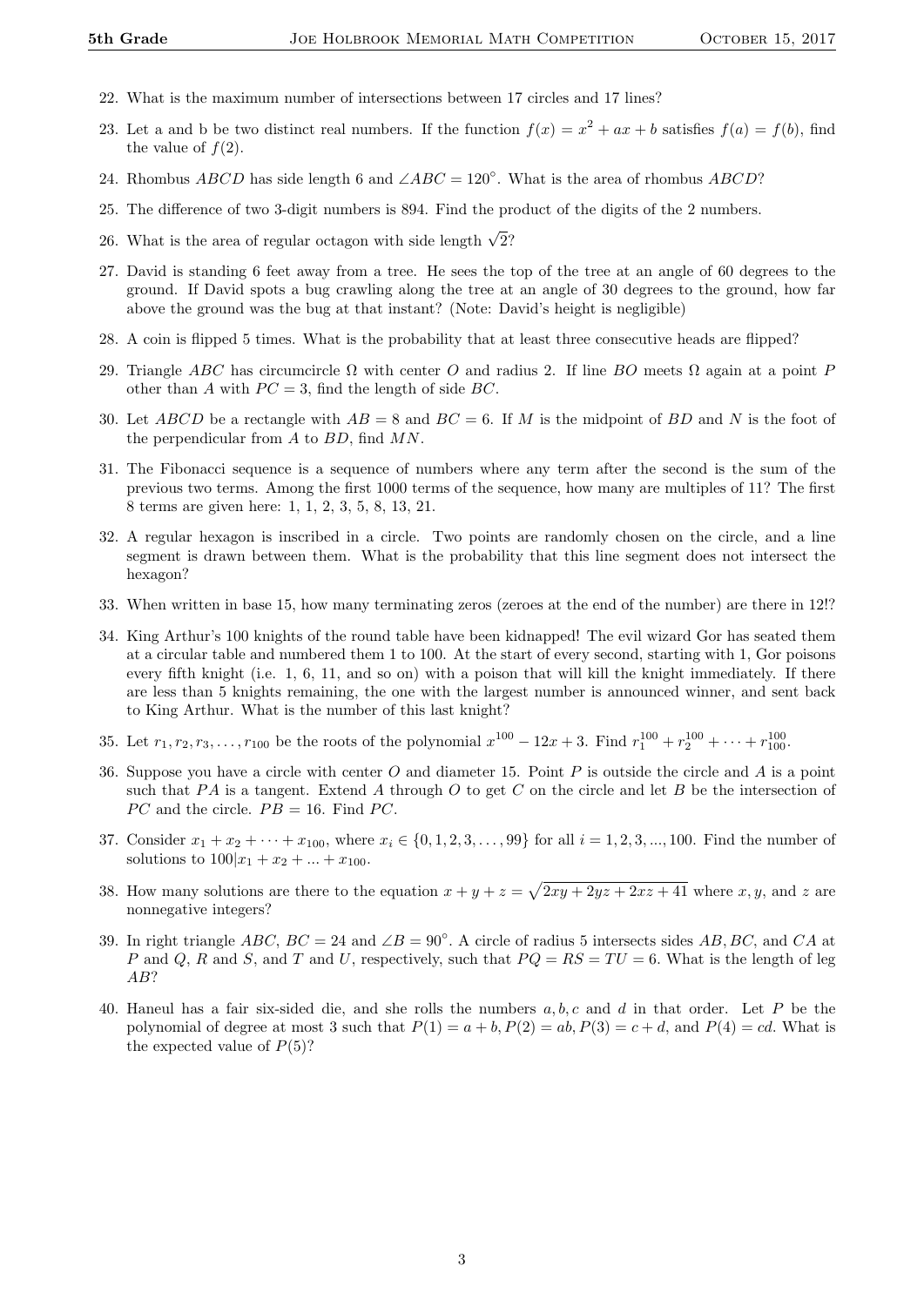22. What is the maximum number of intersections between 17 circles and 17 lines?

23. Let a and b be two distinct real numbers. If the function $f(x) = x^2 + ax + b$ satisfies $f(a) = f(b)$, find the value of $f(2)$.

24. Rhombus $ABCD$ has side length 6 and $\angle ABC = 120^\circ$. What is the area of rhombus $ABCD$?

25. The difference of two 3-digit numbers is 894. Find the product of the digits of the 2 numbers.

26. What is the area of regular octagon with side length $\sqrt{2}$?

27. David is standing 6 feet away from a tree. He sees the top of the tree at an angle of 60 degrees to the ground. If David spots a bug crawling along the tree at an angle of 30 degrees to the ground, how far above the ground was the bug at that instant? (Note: David's height is negligible)

28. A coin is flipped 5 times. What is the probability that at least three consecutive heads are flipped?

29. Triangle $ABC$ has circumcircle $\Omega$ with center $O$ and radius 2. If line $BO$ meets $\Omega$ again at a point $P$ other than $A$ with $PC = 3$, find the length of side $BC$.

30. Let $ABCD$ be a rectangle with $AB = 8$ and $BC = 6$. If $M$ is the midpoint of $BD$ and $N$ is the foot of the perpendicular from $A$ to $BD$, find $MN$.

31. The Fibonacci sequence is a sequence of numbers where any term after the second is the sum of the previous two terms. Among the first 1000 terms of the sequence, how many are multiples of 11? The first 8 terms are given here: 1, 1, 2, 3, 5, 8, 13, 21.

32. A regular hexagon is inscribed in a circle. Two points are randomly chosen on the circle, and a line segment is drawn between them. What is the probability that this line segment does not intersect the hexagon?

33. When written in base 15, how many terminating zeros (zeroes at the end of the number) are there in 12!?

34. King Arthur's 100 knights of the round table have been kidnapped! The evil wizard Gor has seated them at a circular table and numbered them 1 to 100. At the start of every second, starting with 1, Gor poisons every fifth knight (i.e. 1, 6, 11, and so on) with a poison that will kill the knight immediately. If there are less than 5 knights remaining, the one with the largest number is announced winner, and sent back to King Arthur. What is the number of this last knight?

35. Let $r_1, r_2, r_3, \ldots, r_{100}$ be the roots of the polynomial $x^{100} - 12x + 3$. Find $r_1^{100} + r_2^{100} + \cdots + r_{100}^{100}$.

36. Suppose you have a circle with center $O$ and diameter 15. Point $P$ is outside the circle and $A$ is a point such that $PA$ is a tangent. Extend $A$ through $O$ to get $C$ on the circle and let $B$ be the intersection of $PC$ and the circle. $PB = 16$. Find $PC$.

37. Consider $x_1 + x_2 + \cdots + x_{100}$, where $x_i \in \{0, 1, 2, 3, \ldots, 99\}$ for all $i = 1, 2, 3, ..., 100$. Find the number of solutions to $100 | x_1 + x_2 + ... + x_{100}$.

38. How many solutions are there to the equation $x + y + z = \sqrt{2xy + 2yz + 2xz + 41}$ where $x, y$, and $z$ are nonnegative integers?

39. In right triangle $ABC$, $BC = 24$ and $\angle B = 90^\circ$. A circle of radius 5 intersects sides $AB, BC$, and $CA$ at $P$ and $Q$, $R$ and $S$, and $T$ and $U$, respectively, such that $PQ = RS = TU = 6$. What is the length of leg $AB$?

40. Haneul has a fair six-sided die, and she rolls the numbers $a, b, c$ and $d$ in that order. Let $P$ be the polynomial of degree at most 3 such that $P(1) = a + b, P(2) = ab, P(3) = c + d$, and $P(4) = cd$. What is the expected value of $P(5)$?